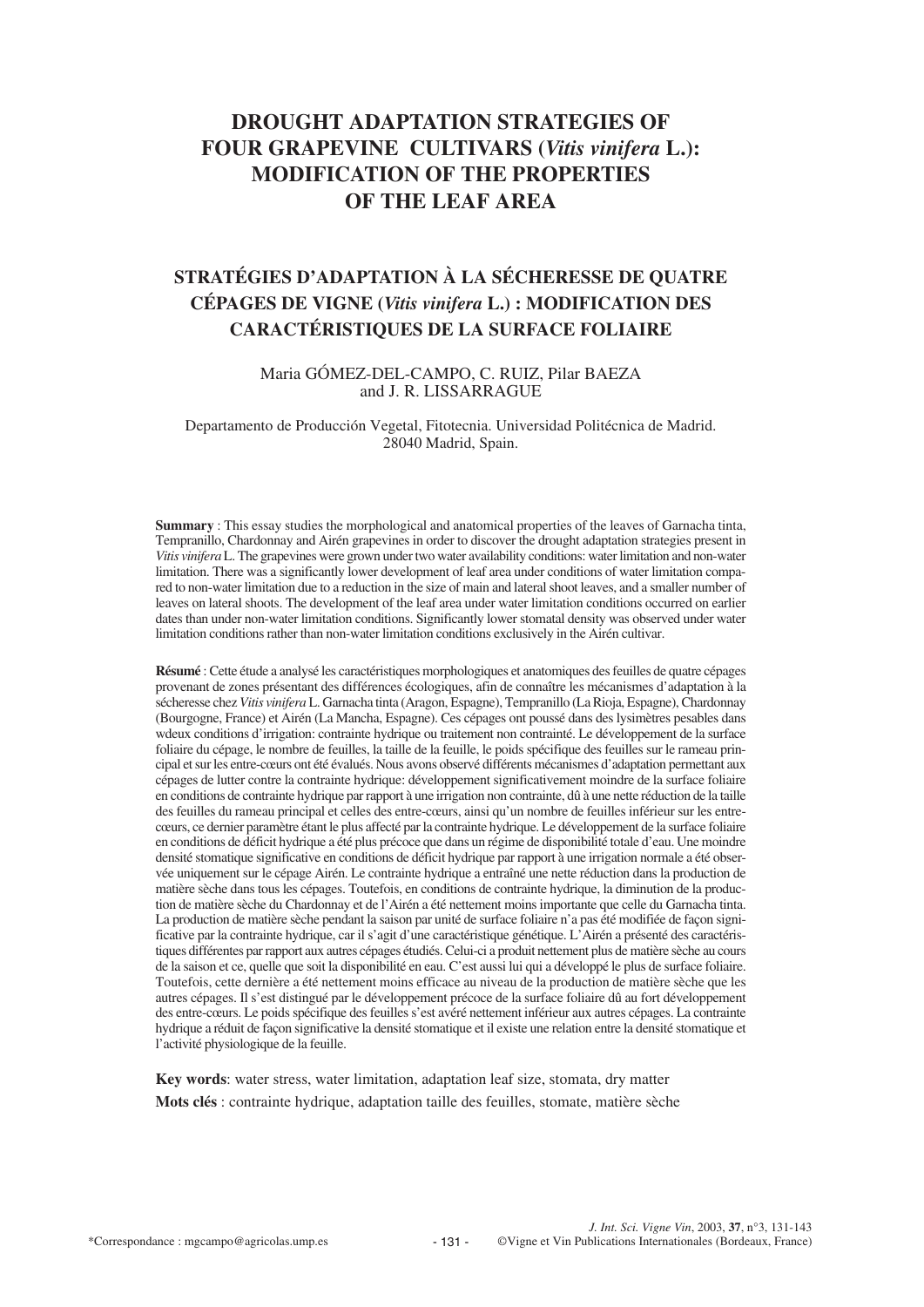# DROUGHT ADAPTATION STRATEGIES OF FOUR GRAPEVINE CULTIVARS (*Vitis vinifera* L.): MODIFICATION OF THE PROPERTIES OF THE LEAF AREA

## STRATÉGIES D'ADAPTATION À LA SÉCHERESSE DE QUATRE CÉPAGES DE VIGNE (*Vitis vinifera* L.) : MODIFICATION DES CARACTÉRISTIQUES DE LA SURFACE FOLIAIRE

Maria GÓMEZ-DEL-CAMPO, C. RUIZ, Pilar BAEZA and J. R. LISSARRAGUE

Departamento de Producción Vegetal, Fitotecnia. Universidad Politécnica de Madrid. 28040 Madrid, Spain.

**Summary** : This essay studies the morphological and anatomical properties of the leaves of Garnacha tinta, Tempranillo, Chardonnay and Airén grapevines in order to discover the drought adaptation strategies present in *Vitis vinifera* L. The grapevines were grown under two water availability conditions: water limitation and non-water limitation. There was a significantly lower development of leaf area under conditions of water limitation compared to non-water limitation due to a reduction in the size of main and lateral shoot leaves, and a smaller number of leaves on lateral shoots. The development of the leaf area under water limitation conditions occurred on earlier dates than under non-water limitation conditions. Significantly lower stomatal density was observed under water limitation conditions rather than non-water limitation conditions exclusively in the Airén cultivar.

**Résumé** : Cette étude a analysé les caractéristiques morphologiques et anatomiques des feuilles de quatre cépages provenant de zones présentant des différences écologiques, afin de connaître les mécanismes d'adaptation à la sécheresse chez *Vitis vinifera* L. Garnacha tinta (Aragon, Espagne), Tempranillo (La Rioja, Espagne), Chardonnay (Bourgogne, France) et Airén (La Mancha, Espagne). Ces cépages ont poussé dans des lysimètres pesables dans wdeux conditions d'irrigation: contrainte hydrique ou traitement non contraint. Le développement de la surface foliaire du cépage, le nombre de feuilles, la taille de la feuille, le poids spécifique des feuilles sur le rameau principal et sur les entre-cœurs ont été évalués. Nous avons observé différents mécanismes d'adaptation permettant aux cépages de lutter contre la contrainte hydrique: développement significativement moindre de la surface foliaire en conditions de contrainte hydrique par rapport à une irrigation non contrainte, dû à une nette réduction de la taille des feuilles du rameau principal et celles des entre-cœurs, ainsi qu'un nombre de feuilles inférieur sur les entre-cœurs, ce dernier paramètre étant le plus affecté par la contrainte hydrique. Le développement de la surface foliaire en conditions de déficit hydrique a été plus précoce que dans un régime de disponibilité totale d'eau. Une moindre densité stomatique significative en conditions de déficit hydrique par rapport à une irrigation normale a été observée uniquement sur le cépage Airén. Le contrainte hydrique a entraîné une nette réduction dans la production de matière sèche dans tous les cépages. Toutefois, en conditions de contrainte hydrique, la diminution de la production de matière sèche du Chardonnay et de l'Airén a été nettement moins importante que celle du Garnacha tinta. La production de matière sèche pendant la saison par unité de surface foliaire n'a pas été modifiée de façon significative par la contrainte hydrique, car il s'agit d'une caractéristique génétique. L'Airén a présenté des caractéristiques différentes par rapport aux autres cépages étudiés. Celui-ci a produit nettement plus de matière sèche au cours de la saison et ce, quelle que soit la disponibilité en eau. C'est aussi lui qui a développé le plus de surface foliaire. Toutefois, cette dernière a été nettement moins efficace au niveau de la production de matière sèche que les autres cépages. Il s'est distingué par le développement précoce de la surface foliaire dû au fort développement des entre-cœurs. Le poids spécifique des feuilles s'est avéré nettement inférieur aux autres cépages. La contrainte hydrique a réduit de façon significative la densité stomatique et il existe une relation entre la densité stomatique et l'activité physiologique de la feuille.

**Key words**: water stress, water limitation, adaptation leaf size, stomata, dry matter

**Mots clés** : contrainte hydrique, adaptation taille des feuilles, stomate, matière sèche

*Correspondance : mgcampo@agricolas.ump.es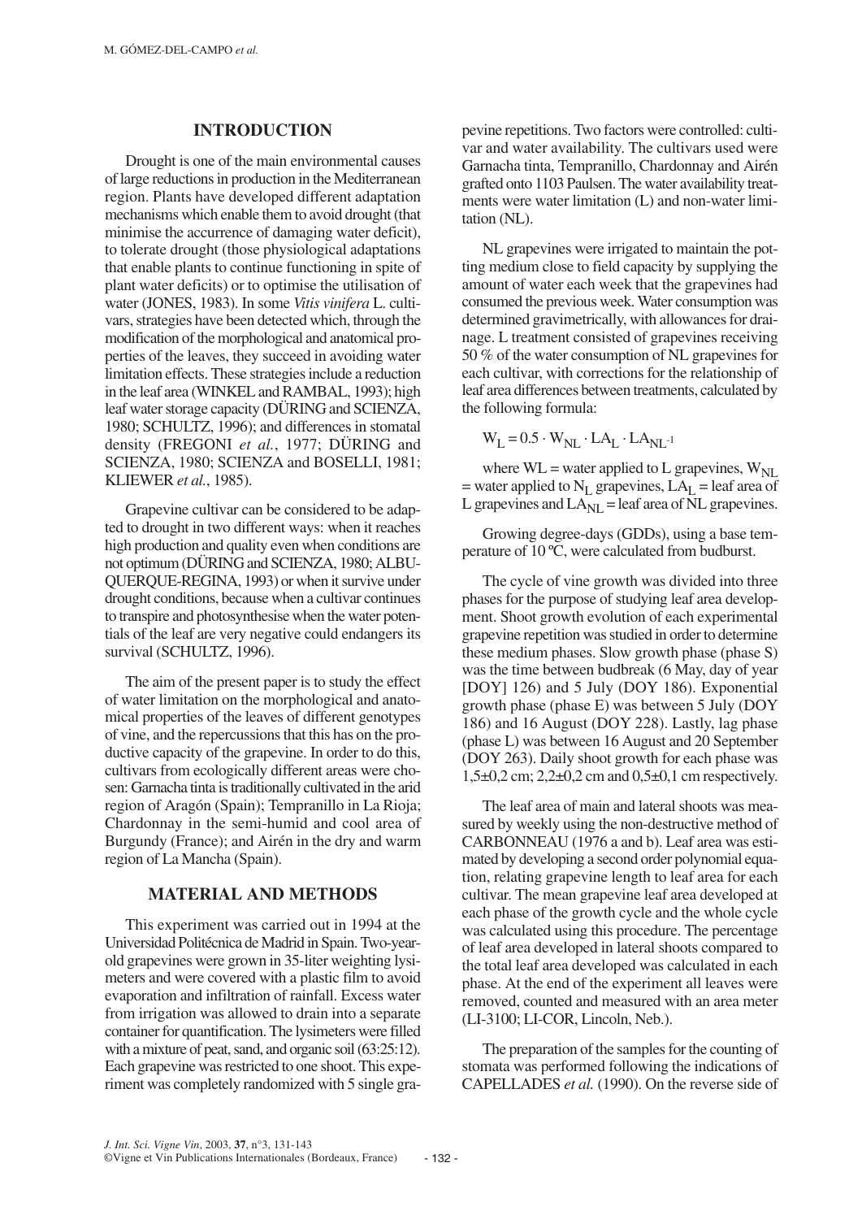## INTRODUCTION

Drought is one of the main environmental causes of large reductions in production in the Mediterranean region. Plants have developed different adaptation mechanisms which enable them to avoid drought (that minimise the accurrence of damaging water deficit), to tolerate drought (those physiological adaptations that enable plants to continue functioning in spite of plant water deficits) or to optimise the utilisation of water (JONES, 1983). In some *Vitis vinifera* L. cultivars, strategies have been detected which, through the modification of the morphological and anatomical properties of the leaves, they succeed in avoiding water limitation effects. These strategies include a reduction in the leaf area (WINKEL and RAMBAL, 1993); high leaf water storage capacity (DÜRING and SCIENZA, 1980; SCHULTZ, 1996); and differences in stomatal density (FREGONI *et al.*, 1977; DÜRING and SCIENZA, 1980; SCIENZA and BOSELLI, 1981; KLIEWER *et al.*, 1985).

Grapevine cultivar can be considered to be adapted to drought in two different ways: when it reaches high production and quality even when conditions are not optimum (DÜRING and SCIENZA, 1980; ALBUQUERQUE-REGINA, 1993) or when it survive under drought conditions, because when a cultivar continues to transpire and photosynthesise when the water potentials of the leaf are very negative could endangers its survival (SCHULTZ, 1996).

The aim of the present paper is to study the effect of water limitation on the morphological and anatomical properties of the leaves of different genotypes of vine, and the repercussions that this has on the productive capacity of the grapevine. In order to do this, cultivars from ecologically different areas were chosen: Garnacha tinta is traditionally cultivated in the arid region of Aragón (Spain); Tempranillo in La Rioja; Chardonnay in the semi-humid and cool area of Burgundy (France); and Airén in the dry and warm region of La Mancha (Spain).

## MATERIAL AND METHODS

This experiment was carried out in 1994 at the Universidad Politécnica de Madrid in Spain. Two-year-old grapevines were grown in 35-liter weighting lysimeters and were covered with a plastic film to avoid evaporation and infiltration of rainfall. Excess water from irrigation was allowed to drain into a separate container for quantification. The lysimeters were filled with a mixture of peat, sand, and organic soil (63:25:12). Each grapevine was restricted to one shoot. This experiment was completely randomized with 5 single grapevine repetitions. Two factors were controlled: cultivar and water availability. The cultivars used were Garnacha tinta, Tempranillo, Chardonnay and Airén grafted onto 1103 Paulsen. The water availability treatments were water limitation (L) and non-water limitation (NL).

NL grapevines were irrigated to maintain the potting medium close to field capacity by supplying the amount of water each week that the grapevines had consumed the previous week. Water consumption was determined gravimetrically, with allowances for drainage. L treatment consisted of grapevines receiving 50 % of the water consumption of NL grapevines for each cultivar, with corrections for the relationship of leaf area differences between treatments, calculated by the following formula:

$$W_L = 0.5 \cdot W_{NL} \cdot LA_L \cdot LA_{NL}^{-1}$$

where WL = water applied to L grapevines, $W_{NL}$ = water applied to $N_L$ grapevines, $LA_L$ = leaf area of L grapevines and $LA_{NL}$ = leaf area of NL grapevines.

Growing degree-days (GDDs), using a base temperature of 10 ºC, were calculated from budburst.

The cycle of vine growth was divided into three phases for the purpose of studying leaf area development. Shoot growth evolution of each experimental grapevine repetition was studied in order to determine these medium phases. Slow growth phase (phase S) was the time between budbreak (6 May, day of year [DOY] 126) and 5 July (DOY 186). Exponential growth phase (phase E) was between 5 July (DOY 186) and 16 August (DOY 228). Lastly, lag phase (phase L) was between 16 August and 20 September (DOY 263). Daily shoot growth for each phase was 1,5±0,2 cm; 2,2±0,2 cm and 0,5±0,1 cm respectively.

The leaf area of main and lateral shoots was measured by weekly using the non-destructive method of CARBONNEAU (1976 a and b). Leaf area was estimated by developing a second order polynomial equation, relating grapevine length to leaf area for each cultivar. The mean grapevine leaf area developed at each phase of the growth cycle and the whole cycle was calculated using this procedure. The percentage of leaf area developed in lateral shoots compared to the total leaf area developed was calculated in each phase. At the end of the experiment all leaves were removed, counted and measured with an area meter (LI-3100; LI-COR, Lincoln, Neb.).

The preparation of the samples for the counting of stomata was performed following the indications of CAPELLADES *et al.* (1990). On the reverse side of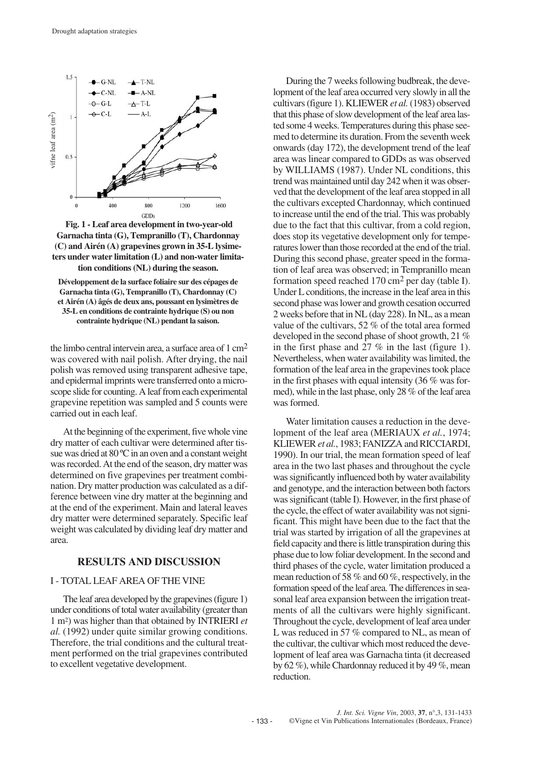**Fig. 1 - Leaf area development in two-year-old Garnacha tinta (G), Tempranillo (T), Chardonnay (C) and Airén (A) grapevines grown in 35-L lysimeters under water limitation (L) and non-water limitation conditions (NL) during the season.**

**Développement de la surface foliaire sur des cépages de Garnacha tinta (G), Tempranillo (T), Chardonnay (C) et Airén (A) âgés de deux ans, poussant en lysimètres de 35-L en conditions de contrainte hydrique (S) ou non contrainte hydrique (NL) pendant la saison.**

the limbo central intervein area, a surface area of 1 $cm^2$ was covered with nail polish. After drying, the nail polish was removed using transparent adhesive tape, and epidermal imprints were transferred onto a microscope slide for counting. A leaf from each experimental grapevine repetition was sampled and 5 counts were carried out in each leaf.

At the beginning of the experiment, five whole vine dry matter of each cultivar were determined after tissue was dried at 80 °C in an oven and a constant weight was recorded. At the end of the season, dry matter was determined on five grapevines per treatment combination. Dry matter production was calculated as a difference between vine dry matter at the beginning and at the end of the experiment. Main and lateral leaves dry matter were determined separately. Specific leaf weight was calculated by dividing leaf dry matter and area.

## RESULTS AND DISCUSSION

### I - TOTAL LEAF AREA OF THE VINE

The leaf area developed by the grapevines (figure 1) under conditions of total water availability (greater than 1 $m^2$) was higher than that obtained by INTRIERI *et al.* (1992) under quite similar growing conditions. Therefore, the trial conditions and the cultural treatment performed on the trial grapevines contributed to excellent vegetative development.

During the 7 weeks following budbreak, the development of the leaf area occurred very slowly in all the cultivars (figure 1). KLIEWER *et al.* (1983) observed that this phase of slow development of the leaf area lasted some 4 weeks. Temperatures during this phase seemed to determine its duration. From the seventh week onwards (day 172), the development trend of the leaf area was linear compared to GDDs as was observed by WILLIAMS (1987). Under NL conditions, this trend was maintained until day 242 when it was observed that the development of the leaf area stopped in all the cultivars excepted Chardonnay, which continued to increase until the end of the trial. This was probably due to the fact that this cultivar, from a cold region, does stop its vegetative development only for temperatures lower than those recorded at the end of the trial. During this second phase, greater speed in the formation of leaf area was observed; in Tempranillo mean formation speed reached 170 $cm^2$ per day (table I). Under L conditions, the increase in the leaf area in this second phase was lower and growth cesation occurred 2 weeks before that in NL (day 228). In NL, as a mean value of the cultivars, 52 % of the total area formed developed in the second phase of shoot growth, 21 % in the first phase and 27 % in the last (figure 1). Nevertheless, when water availability was limited, the formation of the leaf area in the grapevines took place in the first phases with equal intensity (36 % was formed), while in the last phase, only 28 % of the leaf area was formed.

Water limitation causes a reduction in the development of the leaf area (MERIAUX *et al.*, 1974; KLIEWER *et al.*, 1983; FANIZZA and RICCIARDI, 1990). In our trial, the mean formation speed of leaf area in the two last phases and throughout the cycle was significantly influenced both by water availability and genotype, and the interaction between both factors was significant (table I). However, in the first phase of the cycle, the effect of water availability was not significant. This might have been due to the fact that the trial was started by irrigation of all the grapevines at field capacity and there is little transpiration during this phase due to low foliar development. In the second and third phases of the cycle, water limitation produced a mean reduction of 58 % and 60 %, respectively, in the formation speed of the leaf area. The differences in seasonal leaf area expansion between the irrigation treatments of all the cultivars were highly significant. Throughout the cycle, development of leaf area under L was reduced in 57 % compared to NL, as mean of the cultivar, the cultivar which most reduced the development of leaf area was Garnacha tinta (it decreased by 62 %), while Chardonnay reduced it by 49 %, mean reduction.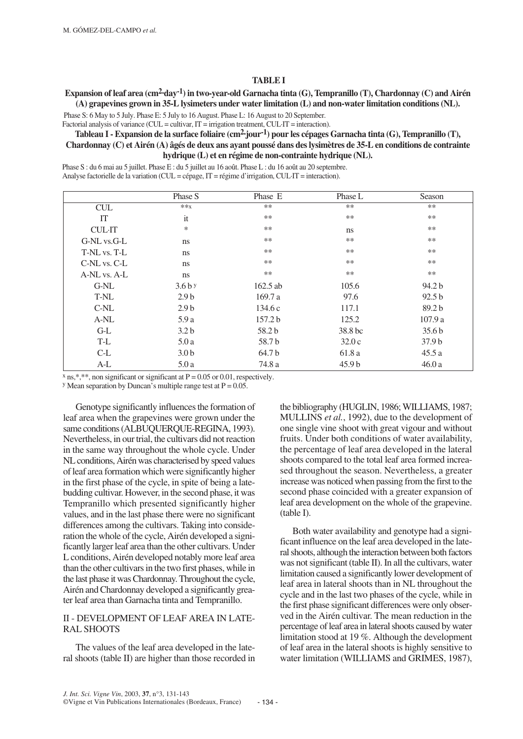**TABLE I**

**Expansion of leaf area ($cm^2 \cdot day^{-1}$) in two-year-old Garnacha tinta (G), Tempranillo (T), Chardonnay (C) and Airén (A) grapevines grown in 35-L lysimeters under water limitation (L) and non-water limitation conditions (NL).**

Phase S: 6 May to 5 July. Phase E: 5 July to 16 August. Phase L: 16 August to 20 September.
Factorial analysis of variance (CUL = cultivar, IT = irrigation treatment, CUL·IT = interaction).

**Tableau I - Expansion de la surface foliaire ($cm^2 \cdot jour^{-1}$) pour les cépages Garnacha tinta (G), Tempranillo (T), Chardonnay (C) et Airén (A) âgés de deux ans ayant poussé dans des lysimètres de 35-L en conditions de contrainte hydrique (L) et en régime de non-contrainte hydrique (NL).**

Phase S : du 6 mai au 5 juillet. Phase E : du 5 juillet au 16 août. Phase L : du 16 août au 20 septembre.
Analyse factorielle de la variation (CUL = cépage, IT = régime d'irrigation, CUL·IT = interaction).

| | Phase S | Phase E | Phase L | Season |
|---|---|---|---|---|
| CUL | **x | ** | ** | ** |
| IT | it | ** | ** | ** |
| CUL·IT | * | ** | ns | ** |
| G-NL vs.G-L | ns | ** | ** | ** |
| T-NL vs. T-L | ns | ** | ** | ** |
| C-NL vs. C-L | ns | ** | ** | ** |
| A-NL vs. A-L | ns | ** | ** | ** |
| G-NL | 3.6 b y | 162.5 ab | 105.6 | 94.2 b |
| T-NL | 2.9 b | 169.7 a | 97.6 | 92.5 b |
| C-NL | 2.9 b | 134.6 c | 117.1 | 89.2 b |
| A-NL | 5.9 a | 157.2 b | 125.2 | 107.9 a |
| G-L | 3.2 b | 58.2 b | 38.8 bc | 35.6 b |
| T-L | 5.0 a | 58.7 b | 32.0 c | 37.9 b |
| C-L | 3.0 b | 64.7 b | 61.8 a | 45.5 a |
| A-L | 5.0 a | 74.8 a | 45.9 b | 46.0 a |

x ns,*,**, non significant or significant at $P = 0.05$ or 0.01, respectively.
y Mean separation by Duncan's multiple range test at $P = 0.05$.

Genotype significantly influences the formation of leaf area when the grapevines were grown under the same conditions (ALBUQUERQUE-REGINA, 1993). Nevertheless, in our trial, the cultivars did not reaction in the same way throughout the whole cycle. Under NL conditions, Airén was characterised by speed values of leaf area formation which were significantly higher in the first phase of the cycle, in spite of being a late-budding cultivar. However, in the second phase, it was Tempranillo which presented significantly higher values, and in the last phase there were no significant differences among the cultivars. Taking into consideration the whole of the cycle, Airén developed a significantly larger leaf area than the other cultivars. Under L conditions, Airén developed notably more leaf area than the other cultivars in the two first phases, while in the last phase it was Chardonnay. Throughout the cycle, Airén and Chardonnay developed a significantly greater leaf area than Garnacha tinta and Tempranillo.

## II - DEVELOPMENT OF LEAF AREA IN LATERAL SHOOTS

The values of the leaf area developed in the lateral shoots (table II) are higher than those recorded in the bibliography (HUGLIN, 1986; WILLIAMS, 1987; MULLINS *et al.*, 1992), due to the development of one single vine shoot with great vigour and without fruits. Under both conditions of water availability, the percentage of leaf area developed in the lateral shoots compared to the total leaf area formed increased throughout the season. Nevertheless, a greater increase was noticed when passing from the first to the second phase coincided with a greater expansion of leaf area development on the whole of the grapevine. (table I).

Both water availability and genotype had a significant influence on the leaf area developed in the lateral shoots, although the interaction between both factors was not significant (table II). In all the cultivars, water limitation caused a significantly lower development of leaf area in lateral shoots than in NL throughout the cycle and in the last two phases of the cycle, while in the first phase significant differences were only observed in the Airén cultivar. The mean reduction in the percentage of leaf area in lateral shoots caused by water limitation stood at 19 %. Although the development of leaf area in the lateral shoots is highly sensitive to water limitation (WILLIAMS and GRIMES, 1987),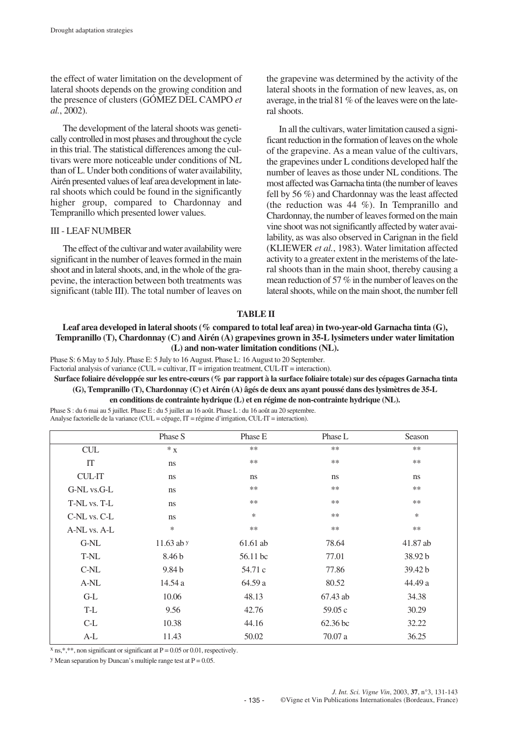the effect of water limitation on the development of lateral shoots depends on the growing condition and the presence of clusters (GÓMEZ DEL CAMPO *et al.*, 2002).

The development of the lateral shoots was genetically controlled in most phases and throughout the cycle in this trial. The statistical differences among the cultivars were more noticeable under conditions of NL than of L. Under both conditions of water availability, Airén presented values of leaf area development in lateral shoots which could be found in the significantly higher group, compared to Chardonnay and Tempranillo which presented lower values.

### III - LEAF NUMBER

The effect of the cultivar and water availability were significant in the number of leaves formed in the main shoot and in lateral shoots, and, in the whole of the grapevine, the interaction between both treatments was significant (table III). The total number of leaves on the grapevine was determined by the activity of the lateral shoots in the formation of new leaves, as, on average, in the trial 81 % of the leaves were on the lateral shoots.

In all the cultivars, water limitation caused a significant reduction in the formation of leaves on the whole of the grapevine. As a mean value of the cultivars, the grapevines under L conditions developed half the number of leaves as those under NL conditions. The most affected was Garnacha tinta (the number of leaves fell by 56 %) and Chardonnay was the least affected (the reduction was 44 %). In Tempranillo and Chardonnay, the number of leaves formed on the main vine shoot was not significantly affected by water availability, as was also observed in Carignan in the field (KLIEWER *et al.*, 1983). Water limitation affected activity to a greater extent in the meristems of the lateral shoots than in the main shoot, thereby causing a mean reduction of 57 % in the number of leaves on the lateral shoots, while on the main shoot, the number fell

**TABLE II**

**Leaf area developed in lateral shoots (% compared to total leaf area) in two-year-old Garnacha tinta (G), Tempranillo (T), Chardonnay (C) and Airén (A) grapevines grown in 35-L lysimeters under water limitation (L) and non-water limitation conditions (NL).**

Phase S: 6 May to 5 July. Phase E: 5 July to 16 August. Phase L: 16 August to 20 September.
Factorial analysis of variance (CUL = cultivar, IT = irrigation treatment, CUL·IT = interaction).

**Surface foliaire développée sur les entre-cœurs (% par rapport à la surface foliaire totale) sur des cépages Garnacha tinta (G), Tempranillo (T), Chardonnay (C) et Airén (A) âgés de deux ans ayant poussé dans des lysimètres de 35-L en conditions de contrainte hydrique (L) et en régime de non-contrainte hydrique (NL).**

Phase S : du 6 mai au 5 juillet. Phase E : du 5 juillet au 16 août. Phase L : du 16 août au 20 septembre.
Analyse factorielle de la variance (CUL = cépage, IT = régime d'irrigation, CUL·IT = interaction).

| | Phase S | Phase E | Phase L | Season |
|---|---|---|---|---|
| CUL | * [x] | ** | ** | ** |
| IT | ns | ** | ** | ** |
| CUL·IT | ns | ns | ns | ns |
| G-NL vs.G-L | ns | ** | ** | ** |
| T-NL vs. T-L | ns | ** | ** | ** |
| C-NL vs. C-L | ns | * | ** | * |
| A-NL vs. A-L | * | ** | ** | ** |
| G-NL | 11.63 ab [y] | 61.61 ab | 78.64 | 41.87 ab |
| T-NL | 8.46 b | 56.11 bc | 77.01 | 38.92 b |
| C-NL | 9.84 b | 54.71 c | 77.86 | 39.42 b |
| A-NL | 14.54 a | 64.59 a | 80.52 | 44.49 a |
| G-L | 10.06 | 48.13 | 67.43 ab | 34.38 |
| T-L | 9.56 | 42.76 | 59.05 c | 30.29 |
| C-L | 10.38 | 44.16 | 62.36 bc | 32.22 |
| A-L | 11.43 | 50.02 | 70.07 a | 36.25 |

[x] ns,*,**, non significant or significant at P = 0.05 or 0.01, respectively.

[y] Mean separation by Duncan's multiple range test at P = 0.05.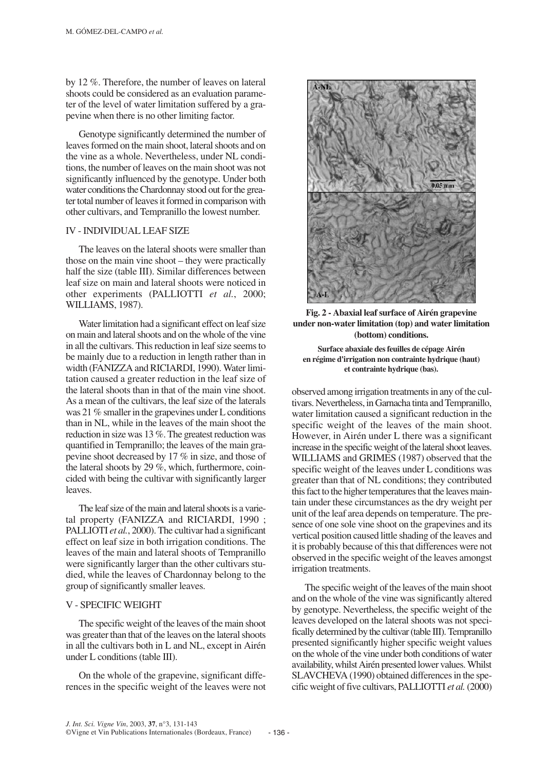by 12 %. Therefore, the number of leaves on lateral shoots could be considered as an evaluation parameter of the level of water limitation suffered by a grapevine when there is no other limiting factor.

Genotype significantly determined the number of leaves formed on the main shoot, lateral shoots and on the vine as a whole. Nevertheless, under NL conditions, the number of leaves on the main shoot was not significantly influenced by the genotype. Under both water conditions the Chardonnay stood out for the greater total number of leaves it formed in comparison with other cultivars, and Tempranillo the lowest number.

## IV - INDIVIDUAL LEAF SIZE

The leaves on the lateral shoots were smaller than those on the main vine shoot – they were practically half the size (table III). Similar differences between leaf size on main and lateral shoots were noticed in other experiments (PALLIOTTI *et al.*, 2000; WILLIAMS, 1987).

Water limitation had a significant effect on leaf size on main and lateral shoots and on the whole of the vine in all the cultivars. This reduction in leaf size seems to be mainly due to a reduction in length rather than in width (FANIZZA and RICIARDI, 1990). Water limitation caused a greater reduction in the leaf size of the lateral shoots than in that of the main vine shoot. As a mean of the cultivars, the leaf size of the laterals was 21 % smaller in the grapevines under L conditions than in NL, while in the leaves of the main shoot the reduction in size was 13 %. The greatest reduction was quantified in Tempranillo; the leaves of the main grapevine shoot decreased by 17 % in size, and those of the lateral shoots by 29 %, which, furthermore, coincided with being the cultivar with significantly larger leaves.

The leaf size of the main and lateral shoots is a varietal property (FANIZZA and RICIARDI, 1990 ; PALLIOTI *et al.*, 2000). The cultivar had a significant effect on leaf size in both irrigation conditions. The leaves of the main and lateral shoots of Tempranillo were significantly larger than the other cultivars studied, while the leaves of Chardonnay belong to the group of significantly smaller leaves.

## V - SPECIFIC WEIGHT

The specific weight of the leaves of the main shoot was greater than that of the leaves on the lateral shoots in all the cultivars both in L and NL, except in Airén under L conditions (table III).

On the whole of the grapevine, significant differences in the specific weight of the leaves were not observed among irrigation treatments in any of the cultivars. Nevertheless, in Garnacha tinta and Tempranillo, water limitation caused a significant reduction in the specific weight of the leaves of the main shoot. However, in Airén under L there was a significant increase in the specific weight of the lateral shoot leaves. WILLIAMS and GRIMES (1987) observed that the specific weight of the leaves under L conditions was greater than that of NL conditions; they contributed this fact to the higher temperatures that the leaves maintain under these circumstances as the dry weight per unit of the leaf area depends on temperature. The presence of one sole vine shoot on the grapevines and its vertical position caused little shading of the leaves and it is probably because of this that differences were not observed in the specific weight of the leaves amongst irrigation treatments.

**Fig. 2 - Abaxial leaf surface of Airén grapevine under non-water limitation (top) and water limitation (bottom) conditions.**

**Surface abaxiale des feuilles de cépage Airén en régime d'irrigation non contrainte hydrique (haut) et contrainte hydrique (bas).**

The specific weight of the leaves of the main shoot and on the whole of the vine was significantly altered by genotype. Nevertheless, the specific weight of the leaves developed on the lateral shoots was not specifically determined by the cultivar (table III). Tempranillo presented significantly higher specific weight values on the whole of the vine under both conditions of water availability, whilst Airén presented lower values. Whilst SLAVCHEVA (1990) obtained differences in the specific weight of five cultivars, PALLIOTTI *et al.* (2000)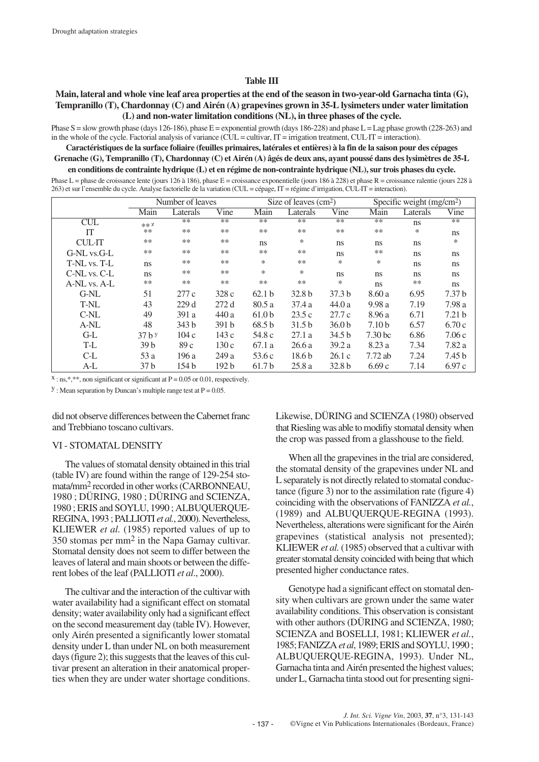**Table III**

**Main, lateral and whole vine leaf area properties at the end of the season in two-year-old Garnacha tinta (G), Tempranillo (T), Chardonnay (C) and Airén (A) grapevines grown in 35-L lysimeters under water limitation (L) and non-water limitation conditions (NL), in three phases of the cycle.**

Phase S = slow growth phase (days 126-186), phase E = exponential growth (days 186-228) and phase L = Lag phase growth (228-263) and in the whole of the cycle. Factorial analysis of variance (CUL = cultivar, IT = irrigation treatment, CUL·IT = interaction).

**Caractéristiques de la surface foliaire (feuilles primaires, latérales et entières) à la fin de la saison pour des cépages Grenache (G), Tempranillo (T), Chardonnay (C) et Airén (A) âgés de deux ans, ayant poussé dans des lysimètres de 35-L en conditions de contrainte hydrique (L) et en régime de non-contrainte hydrique (NL), sur trois phases du cycle.**

Phase L = phase de croissance lente (jours 126 à 186), phase E = croissance exponentielle (jours 186 à 228) et phase R = croissance ralentie (jours 228 à 263) et sur l'ensemble du cycle. Analyse factorielle de la variation (CUL = cépage, IT = régime d'irrigation, CUL·IT = interaction).

| | Number of leaves | | | Size of leaves (cm²) | | | Specific weight (mg/cm²) | | |
|---|---|---|---|---|---|---|---|---|---|
| | Main | Laterals | Vine | Main | Laterals | Vine | Main | Laterals | Vine |
| CUL | ** [x] | ** | ** | ** | ** | ** | ** | ns | ** |
| IT | ** | ** | ** | ** | ** | ** | ** | * | ns |
| CUL·IT | ** | ** | ** | ns | * | ns | ns | ns | * |
| G-NL vs.G-L | ** | ** | ** | ** | ** | ns | ** | ns | ns |
| T-NL vs. T-L | ns | ** | ** | * | ** | * | * | ns | ns |
| C-NL vs. C-L | ns | ** | ** | * | * | ns | ns | ns | ns |
| A-NL vs. A-L | ** | ** | ** | ** | ** | * | ns | ** | ns |
| G-NL | 51 | 277 c | 328 c | 62.1 b | 32.8 b | 37.3 b | 8.60 a | 6.95 | 7.37 b |
| T-NL | 43 | 229 d | 272 d | 80.5 a | 37.4 a | 44.0 a | 9.98 a | 7.19 | 7.98 a |
| C-NL | 49 | 391 a | 440 a | 61.0 b | 23.5 c | 27.7 c | 8.96 a | 6.71 | 7.21 b |
| A-NL | 48 | 343 b | 391 b | 68.5 b | 31.5 b | 36.0 b | 7.10 b | 6.57 | 6.70 c |
| G-L | 37 b [y] | 104 c | 143 c | 54.8 c | 27.1 a | 34.5 b | 7.30 bc | 6.86 | 7.06 c |
| T-L | 39 b | 89 c | 130 c | 67.1 a | 26.6 a | 39.2 a | 8.23 a | 7.34 | 7.82 a |
| C-L | 53 a | 196 a | 249 a | 53.6 c | 18.6 b | 26.1 c | 7.72 ab | 7.24 | 7.45 b |
| A-L | 37 b | 154 b | 192 b | 61.7 b | 25.8 a | 32.8 b | 6.69 c | 7.14 | 6.97 c |

[x] : ns,*,**, non significant or significant at $P = 0.05$ or 0.01, respectively.

[y] : Mean separation by Duncan's multiple range test at $P = 0.05$.

did not observe differences between the Cabernet franc and Trebbiano toscano cultivars.

## VI - STOMATAL DENSITY

The values of stomatal density obtained in this trial (table IV) are found within the range of 129-254 stomata/mm² recorded in other works (CARBONNEAU, 1980 ; DÜRING, 1980 ; DÜRING and SCIENZA, 1980 ; ERIS and SOYLU, 1990 ; ALBUQUERQUE-REGINA, 1993 ; PALLIOTI *et al.*, 2000). Nevertheless, KLIEWER *et al.* (1985) reported values of up to 350 stomas per mm² in the Napa Gamay cultivar. Stomatal density does not seem to differ between the leaves of lateral and main shoots or between the different lobes of the leaf (PALLIOTI *et al.*, 2000).

The cultivar and the interaction of the cultivar with water availability had a significant effect on stomatal density; water availability only had a significant effect on the second measurement day (table IV). However, only Airén presented a significantly lower stomatal density under L than under NL on both measurement days (figure 2); this suggests that the leaves of this cultivar present an alteration in their anatomical properties when they are under water shortage conditions. Likewise, DÜRING and SCIENZA (1980) observed that Riesling was able to modifiy stomatal density when the crop was passed from a glasshouse to the field.

When all the grapevines in the trial are considered, the stomatal density of the grapevines under NL and L separately is not directly related to stomatal conductance (figure 3) nor to the assimilation rate (figure 4) coinciding with the observations of FANIZZA *et al.*, (1989) and ALBUQUERQUE-REGINA (1993). Nevertheless, alterations were significant for the Airén grapevines (statistical analysis not presented); KLIEWER *et al.* (1985) observed that a cultivar with greater stomatal density coincided with being that which presented higher conductance rates.

Genotype had a significant effect on stomatal density when cultivars are grown under the same water availability conditions. This observation is consistant with other authors (DÜRING and SCIENZA, 1980; SCIENZA and BOSELLI, 1981; KLIEWER *et al.*, 1985; FANIZZA *et al*, 1989; ERIS and SOYLU, 1990 ; ALBUQUERQUE-REGINA, 1993). Under NL, Garnacha tinta and Airén presented the highest values; under L, Garnacha tinta stood out for presenting signi-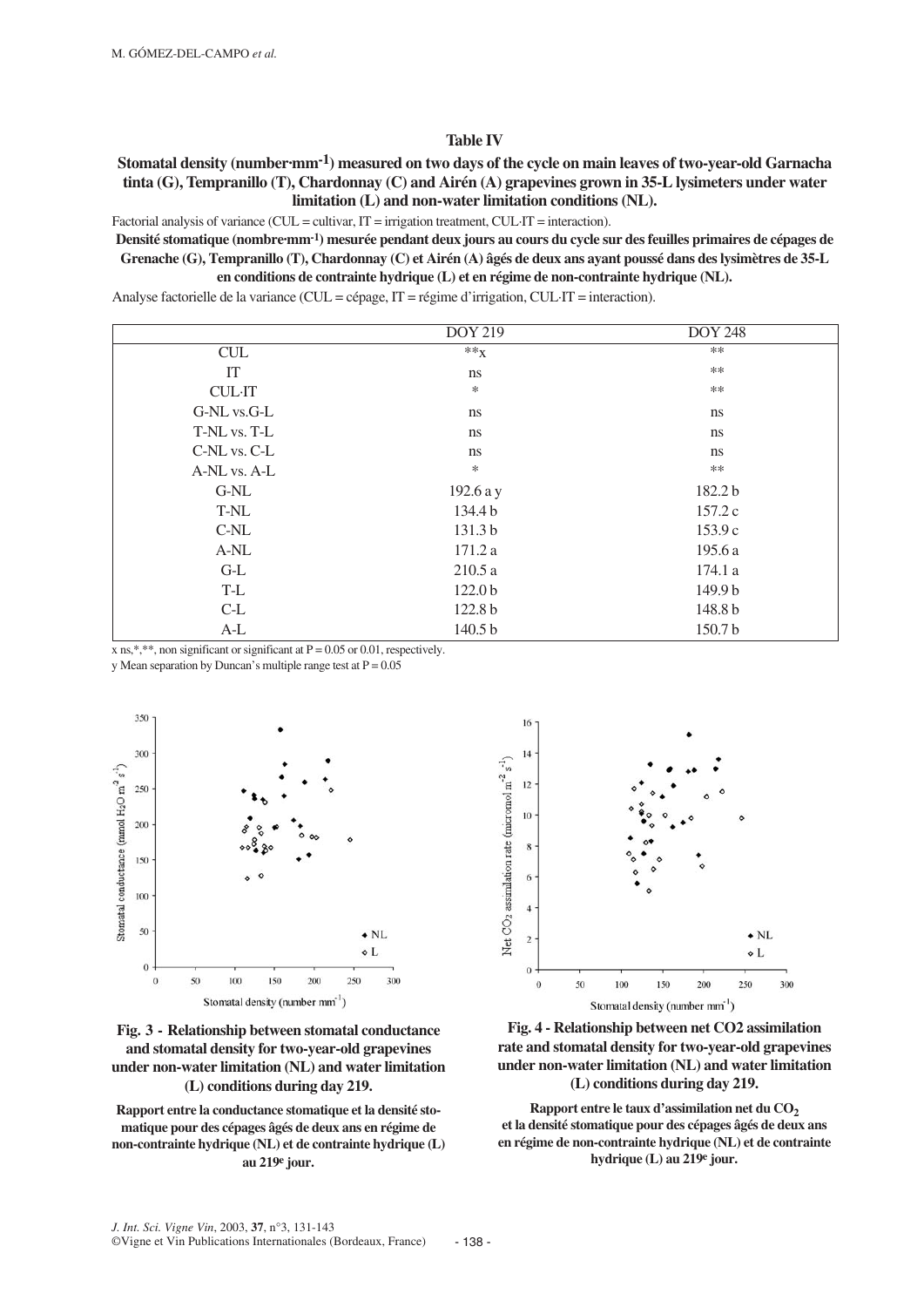**Table IV**

**Stomatal density (number·mm$^{-1}$) measured on two days of the cycle on main leaves of two-year-old Garnacha tinta (G), Tempranillo (T), Chardonnay (C) and Airén (A) grapevines grown in 35-L lysimeters under water limitation (L) and non-water limitation conditions (NL).**

Factorial analysis of variance (CUL = cultivar, IT = irrigation treatment, CUL·IT = interaction).

**Densité stomatique (nombre·mm$^{-1}$) mesurée pendant deux jours au cours du cycle sur des feuilles primaires de cépages de Grenache (G), Tempranillo (T), Chardonnay (C) et Airén (A) âgés de deux ans ayant poussé dans des lysimètres de 35-L en conditions de contrainte hydrique (L) et en régime de non-contrainte hydrique (NL).**

Analyse factorielle de la variance (CUL = cépage, IT = régime d'irrigation, CUL·IT = interaction).

| | DOY 219 | DOY 248 |
|---|---|---|
| CUL | **x | ** |
| IT | ns | ** |
| CUL·IT | * | ** |
| G-NL vs.G-L | ns | ns |
| T-NL vs. T-L | ns | ns |
| C-NL vs. C-L | ns | ns |
| A-NL vs. A-L | * | ** |
| G-NL | 192.6 a y | 182.2 b |
| T-NL | 134.4 b | 157.2 c |
| C-NL | 131.3 b | 153.9 c |
| A-NL | 171.2 a | 195.6 a |
| G-L | 210.5 a | 174.1 a |
| T-L | 122.0 b | 149.9 b |
| C-L | 122.8 b | 148.8 b |
| A-L | 140.5 b | 150.7 b |

x ns,*,**, non significant or significant at P = 0.05 or 0.01, respectively.

y Mean separation by Duncan's multiple range test at P = 0.05

**Fig. 3 - Relationship between stomatal conductance and stomatal density for two-year-old grapevines under non-water limitation (NL) and water limitation (L) conditions during day 219.**

**Rapport entre la conductance stomatique et la densité stomatique pour des cépages âgés de deux ans en régime de non-contrainte hydrique (NL) et de contrainte hydrique (L) au 219e jour.**

**Fig. 4 - Relationship between net CO2 assimilation rate and stomatal density for two-year-old grapevines under non-water limitation (NL) and water limitation (L) conditions during day 219.**

**Rapport entre le taux d'assimilation net du $CO_2$ et la densité stomatique pour des cépages âgés de deux ans en régime de non-contrainte hydrique (NL) et de contrainte hydrique (L) au 219e jour.**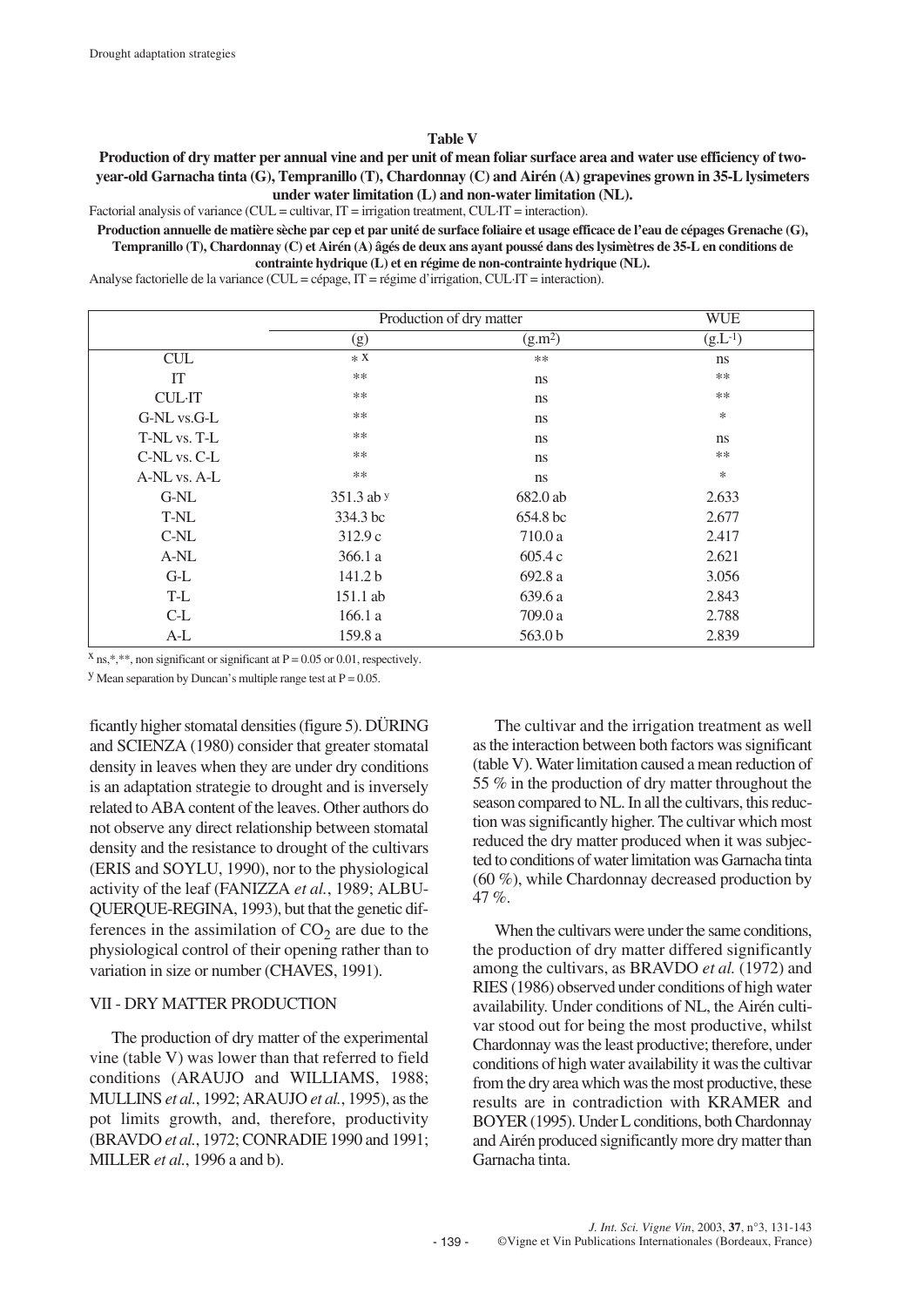**Table V**

**Production of dry matter per annual vine and per unit of mean foliar surface area and water use efficiency of two-year-old Garnacha tinta (G), Tempranillo (T), Chardonnay (C) and Airén (A) grapevines grown in 35-L lysimeters under water limitation (L) and non-water limitation (NL).**

Factorial analysis of variance (CUL = cultivar, IT = irrigation treatment, CUL·IT = interaction).

**Production annuelle de matière sèche par cep et par unité de surface foliaire et usage efficace de l'eau de cépages Grenache (G), Tempranillo (T), Chardonnay (C) et Airén (A) âgés de deux ans ayant poussé dans des lysimètres de 35-L en conditions de contrainte hydrique (L) et en régime de non-contrainte hydrique (NL).**

Analyse factorielle de la variance (CUL = cépage, IT = régime d'irrigation, CUL·IT = interaction).

| | Production of dry matter | | WUE |
|---|---|---|---|
| | (g) | ($g.m^2$) | ($g.L^{-1}$) |
| CUL | * [x] | ** | ns |
| IT | ** | ns | ** |
| CUL·IT | ** | ns | ** |
| G-NL vs.G-L | ** | ns | * |
| T-NL vs. T-L | ** | ns | ns |
| C-NL vs. C-L | ** | ns | ** |
| A-NL vs. A-L | ** | ns | * |
| G-NL | 351.3 ab [y] | 682.0 ab | 2.633 |
| T-NL | 334.3 bc | 654.8 bc | 2.677 |
| C-NL | 312.9 c | 710.0 a | 2.417 |
| A-NL | 366.1 a | 605.4 c | 2.621 |
| G-L | 141.2 b | 692.8 a | 3.056 |
| T-L | 151.1 ab | 639.6 a | 2.843 |
| C-L | 166.1 a | 709.0 a | 2.788 |
| A-L | 159.8 a | 563.0 b | 2.839 |

[x] ns,*,**, non significant or significant at P = 0.05 or 0.01, respectively.

[y] Mean separation by Duncan's multiple range test at P = 0.05.

ficantly higher stomatal densities (figure 5). DÜRING and SCIENZA (1980) consider that greater stomatal density in leaves when they are under dry conditions is an adaptation strategie to drought and is inversely related to ABA content of the leaves. Other authors do not observe any direct relationship between stomatal density and the resistance to drought of the cultivars (ERIS and SOYLU, 1990), nor to the physiological activity of the leaf (FANIZZA *et al.*, 1989; ALBUQUERQUE-REGINA, 1993), but that the genetic differences in the assimilation of $CO_2$ are due to the physiological control of their opening rather than to variation in size or number (CHAVES, 1991).

## VII - DRY MATTER PRODUCTION

The production of dry matter of the experimental vine (table V) was lower than that referred to field conditions (ARAUJO and WILLIAMS, 1988; MULLINS *et al.*, 1992; ARAUJO *et al.*, 1995), as the pot limits growth, and, therefore, productivity (BRAVDO *et al.*, 1972; CONRADIE 1990 and 1991; MILLER *et al.*, 1996 a and b).

The cultivar and the irrigation treatment as well as the interaction between both factors was significant (table V). Water limitation caused a mean reduction of 55 % in the production of dry matter throughout the season compared to NL. In all the cultivars, this reduction was significantly higher. The cultivar which most reduced the dry matter produced when it was subjected to conditions of water limitation was Garnacha tinta (60 %), while Chardonnay decreased production by 47 %.

When the cultivars were under the same conditions, the production of dry matter differed significantly among the cultivars, as BRAVDO *et al.* (1972) and RIES (1986) observed under conditions of high water availability. Under conditions of NL, the Airén cultivar stood out for being the most productive, whilst Chardonnay was the least productive; therefore, under conditions of high water availability it was the cultivar from the dry area which was the most productive, these results are in contradiction with KRAMER and BOYER (1995). Under L conditions, both Chardonnay and Airén produced significantly more dry matter than Garnacha tinta.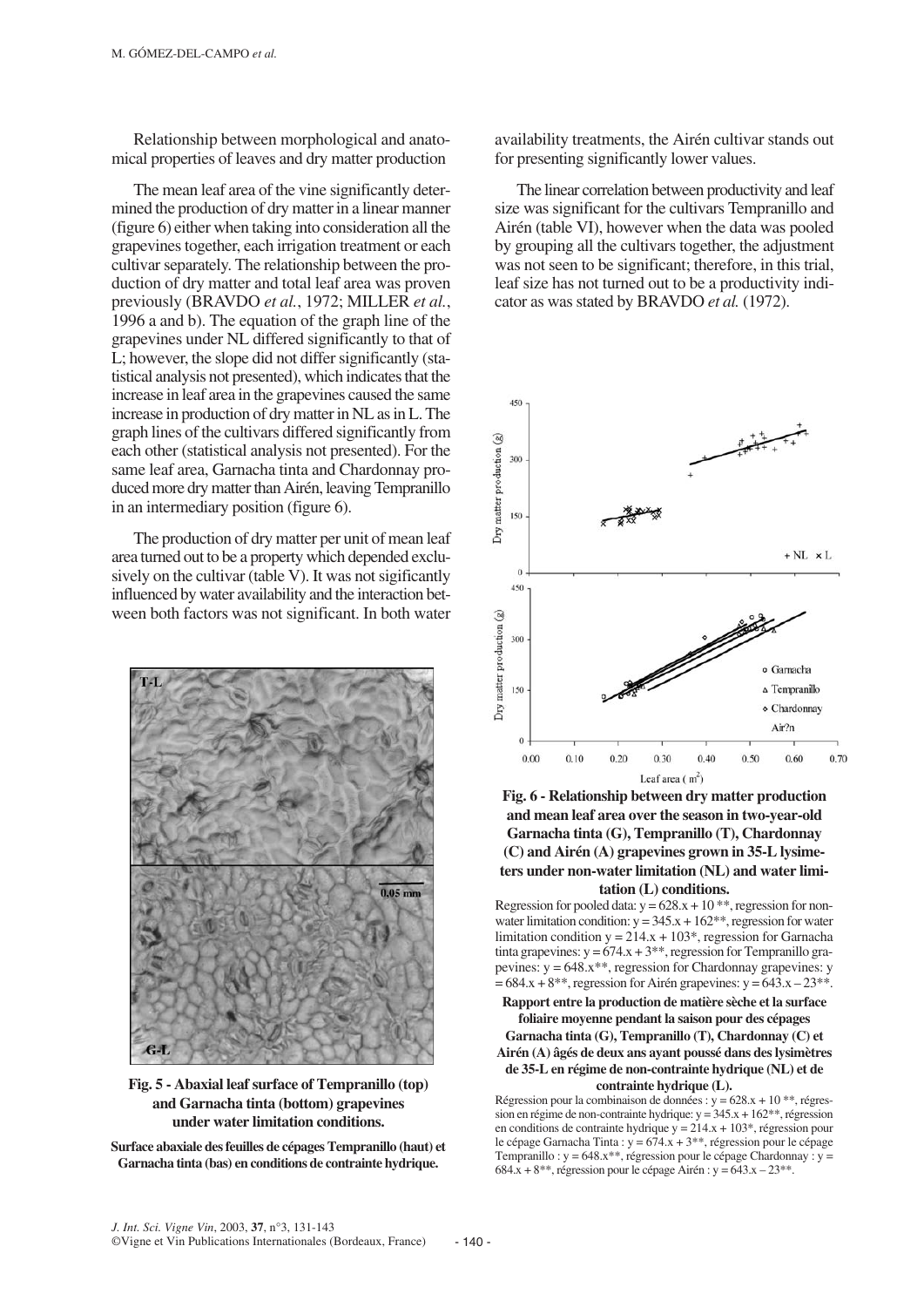Relationship between morphological and anatomical properties of leaves and dry matter production

The mean leaf area of the vine significantly determined the production of dry matter in a linear manner (figure 6) either when taking into consideration all the grapevines together, each irrigation treatment or each cultivar separately. The relationship between the production of dry matter and total leaf area was proven previously (BRAVDO *et al.*, 1972; MILLER *et al.*, 1996 a and b). The equation of the graph line of the grapevines under NL differed significantly to that of L; however, the slope did not differ significantly (statistical analysis not presented), which indicates that the increase in leaf area in the grapevines caused the same increase in production of dry matter in NL as in L. The graph lines of the cultivars differed significantly from each other (statistical analysis not presented). For the same leaf area, Garnacha tinta and Chardonnay produced more dry matter than Airén, leaving Tempranillo in an intermediary position (figure 6).

The production of dry matter per unit of mean leaf area turned out to be a property which depended exclusively on the cultivar (table V). It was not sigificantly influenced by water availability and the interaction between both factors was not significant. In both water availability treatments, the Airén cultivar stands out for presenting significantly lower values.

The linear correlation between productivity and leaf size was significant for the cultivars Tempranillo and Airén (table VI), however when the data was pooled by grouping all the cultivars together, the adjustment was not seen to be significant; therefore, in this trial, leaf size has not turned out to be a productivity indicator as was stated by BRAVDO *et al.* (1972).

**Fig. 5 - Abaxial leaf surface of Tempranillo (top) and Garnacha tinta (bottom) grapevines under water limitation conditions.**

**Surface abaxiale des feuilles de cépages Tempranillo (haut) et Garnacha tinta (bas) en conditions de contrainte hydrique.**

**Fig. 6 - Relationship between dry matter production and mean leaf area over the season in two-year-old Garnacha tinta (G), Tempranillo (T), Chardonnay (C) and Airén (A) grapevines grown in 35-L lysimeters under non-water limitation (NL) and water limitation (L) conditions.**

Regression for pooled data: $y = 628.x + 10$ \*\*, regression for non-water limitation condition: $y = 345.x + 162$\*\*, regression for water limitation condition $y = 214.x + 103$\*, regression for Garnacha tinta grapevines: $y = 674.x + 3$\*\*, regression for Tempranillo grapevines: $y = 648.x$\*\*, regression for Chardonnay grapevines: $y = 684.x + 8$\*\*, regression for Airén grapevines: $y = 643.x – 23$\*\*.

**Rapport entre la production de matière sèche et la surface foliaire moyenne pendant la saison pour des cépages Garnacha tinta (G), Tempranillo (T), Chardonnay (C) et Airén (A) âgés de deux ans ayant poussé dans des lysimètres de 35-L en régime de non-contrainte hydrique (NL) et de contrainte hydrique (L).**

Régression pour la combinaison de données : $y = 628.x + 10$ \*\*, régression en régime de non-contrainte hydrique: $y = 345.x + 162$\*\*, régression en conditions de contrainte hydrique $y = 214.x + 103$\*, régression pour le cépage Garnacha Tinta : $y = 674.x + 3$\*\*, régression pour le cépage Tempranillo : $y = 648.x$\*\*, régression pour le cépage Chardonnay : $y = 684.x + 8$\*\*, régression pour le cépage Airén : $y = 643.x – 23$\*\*.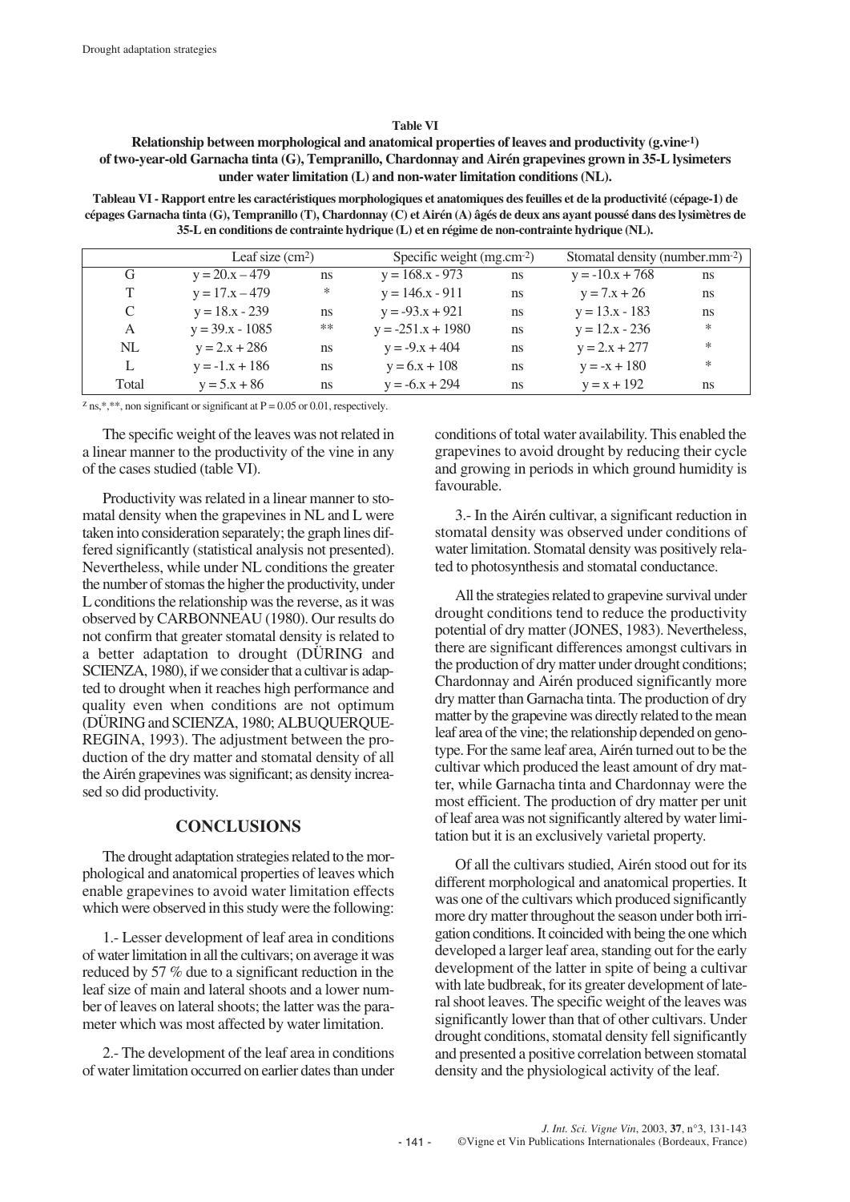**Table VI**

**Relationship between morphological and anatomical properties of leaves and productivity (g.vine$^{-1}$) of two-year-old Garnacha tinta (G), Tempranillo, Chardonnay and Airén grapevines grown in 35-L lysimeters under water limitation (L) and non-water limitation conditions (NL).**

**Tableau VI - Rapport entre les caractéristiques morphologiques et anatomiques des feuilles et de la productivité (cépage-1) de cépages Garnacha tinta (G), Tempranillo (T), Chardonnay (C) et Airén (A) âgés de deux ans ayant poussé dans des lysimètres de 35-L en conditions de contrainte hydrique (L) et en régime de non-contrainte hydrique (NL).**

| | Leaf size (cm$^2$) | | Specific weight (mg.cm$^{-2}$) | | Stomatal density (number.mm$^{-2}$) | |
|---|---|---|---|---|---|---|
| G | $y = 20.x - 479$ | ns | $y = 168.x - 973$ | ns | $y = -10.x + 768$ | ns |
| T | $y = 17.x - 479$ | * | $y = 146.x - 911$ | ns | $y = 7.x + 26$ | ns |
| C | $y = 18.x - 239$ | ns | $y = -93.x + 921$ | ns | $y = 13.x - 183$ | ns |
| A | $y = 39.x - 1085$ | ** | $y = -251.x + 1980$ | ns | $y = 12.x - 236$ | * |
| NL | $y = 2.x + 286$ | ns | $y = -9.x + 404$ | ns | $y = 2.x + 277$ | * |
| L | $y = -1.x + 186$ | ns | $y = 6.x + 108$ | ns | $y = -x + 180$ | * |
| Total | $y = 5.x + 86$ | ns | $y = -6.x + 294$ | ns | $y = x + 192$ | ns |

[z] ns,*,**, non significant or significant at P = 0.05 or 0.01, respectively.

The specific weight of the leaves was not related in a linear manner to the productivity of the vine in any of the cases studied (table VI).

Productivity was related in a linear manner to stomatal density when the grapevines in NL and L were taken into consideration separately; the graph lines differed significantly (statistical analysis not presented). Nevertheless, while under NL conditions the greater the number of stomas the higher the productivity, under L conditions the relationship was the reverse, as it was observed by CARBONNEAU (1980). Our results do not confirm that greater stomatal density is related to a better adaptation to drought (DÜRING and SCIENZA, 1980), if we consider that a cultivar is adapted to drought when it reaches high performance and quality even when conditions are not optimum (DÜRING and SCIENZA, 1980; ALBUQUERQUE-REGINA, 1993). The adjustment between the production of the dry matter and stomatal density of all the Airén grapevines was significant; as density increased so did productivity.

## CONCLUSIONS

The drought adaptation strategies related to the morphological and anatomical properties of leaves which enable grapevines to avoid water limitation effects which were observed in this study were the following:

1.- Lesser development of leaf area in conditions of water limitation in all the cultivars; on average it was reduced by 57 % due to a significant reduction in the leaf size of main and lateral shoots and a lower number of leaves on lateral shoots; the latter was the parameter which was most affected by water limitation.

2.- The development of the leaf area in conditions of water limitation occurred on earlier dates than under conditions of total water availability. This enabled the grapevines to avoid drought by reducing their cycle and growing in periods in which ground humidity is favourable.

3.- In the Airén cultivar, a significant reduction in stomatal density was observed under conditions of water limitation. Stomatal density was positively related to photosynthesis and stomatal conductance.

All the strategies related to grapevine survival under drought conditions tend to reduce the productivity potential of dry matter (JONES, 1983). Nevertheless, there are significant differences amongst cultivars in the production of dry matter under drought conditions; Chardonnay and Airén produced significantly more dry matter than Garnacha tinta. The production of dry matter by the grapevine was directly related to the mean leaf area of the vine; the relationship depended on genotype. For the same leaf area, Airén turned out to be the cultivar which produced the least amount of dry matter, while Garnacha tinta and Chardonnay were the most efficient. The production of dry matter per unit of leaf area was not significantly altered by water limitation but it is an exclusively varietal property.

Of all the cultivars studied, Airén stood out for its different morphological and anatomical properties. It was one of the cultivars which produced significantly more dry matter throughout the season under both irrigation conditions. It coincided with being the one which developed a larger leaf area, standing out for the early development of the latter in spite of being a cultivar with late budbreak, for its greater development of lateral shoot leaves. The specific weight of the leaves was significantly lower than that of other cultivars. Under drought conditions, stomatal density fell significantly and presented a positive correlation between stomatal density and the physiological activity of the leaf.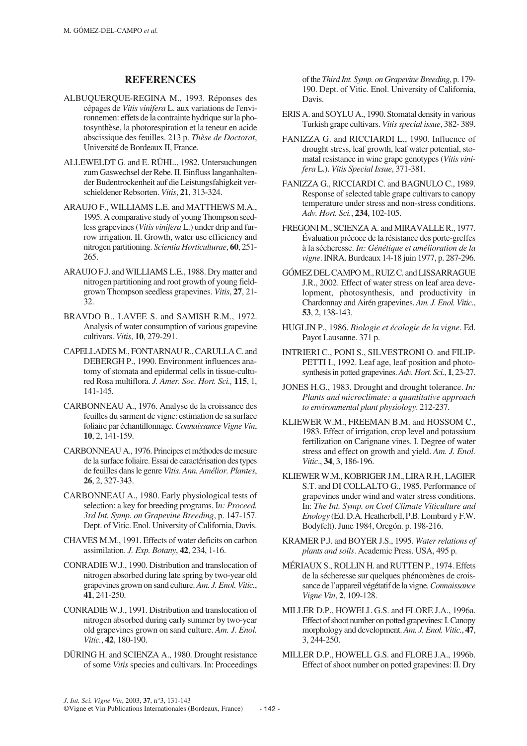## REFERENCES

ALBUQUERQUE-REGINA M., 1993. Réponses des cépages de *Vitis vinifera* L. aux variations de l'environnemen: effets de la contrainte hydrique sur la photosynthèse, la photorespiration et la teneur en acide abscissique des feuilles. 213 p. *Thèse de Doctorat*, Université de Bordeaux II, France.

ALLEWELDT G. and E. RÜHL., 1982. Untersuchungen zum Gaswechsel der Rebe. II. Einfluss langanhaltender Budentrockenheit auf die Leistungsfahigkeit verschieldener Rebsorten. *Vitis*, **21**, 313-324.

ARAUJO F., WILLIAMS L.E. and MATTHEWS M.A., 1995. A comparative study of young Thompson seedless grapevines (*Vitis vinifera* L.) under drip and furrow irrigation. II. Growth, water use efficiency and nitrogen partitioning. *Scientia Horticulturae*, **60**, 251-265.

ARAUJO F.J. and WILLIAMS L.E., 1988. Dry matter and nitrogen partitioning and root growth of young field-grown Thompson seedless grapevines. *Vitis*, **27**, 21-32.

BRAVDO B., LAVEE S. and SAMISH R.M., 1972. Analysis of water consumption of various grapevine cultivars. *Vitis*, **10**, 279-291.

CAPELLADES M., FONTARNAU R., CARULLA C. and DEBERGH P., 1990. Environment influences anatomy of stomata and epidermal cells in tissue-cultured Rosa multiflora. *J. Amer. Soc. Hort. Sci.,* **115**, 1, 141-145.

CARBONNEAU A., 1976. Analyse de la croissance des feuilles du sarment de vigne: estimation de sa surface foliaire par échantillonnage. *Connaissance Vigne Vin*, **10**, 2, 141-159.

CARBONNEAU A., 1976. Principes et méthodes de mesure de la surface foliaire. Essai de caractérisation des types de feuilles dans le genre *Vitis*. *Ann. Amélior. Plantes*, **26**, 2, 327-343.

CARBONNEAU A., 1980. Early physiological tests of selection: a key for breeding programs. I*n: Proceed. 3rd Int. Symp. on Grapevine Breeding*, p. 147-157. Dept. of Vitic. Enol. University of California, Davis.

CHAVES M.M., 1991. Effects of water deficits on carbon assimilation. *J. Exp. Botany*, **42**, 234, 1-16.

CONRADIE W.J., 1990. Distribution and translocation of nitrogen absorbed during late spring by two-year old grapevines grown on sand culture. *Am. J. Enol. Vitic.*, **41**, 241-250.

CONRADIE W.J., 1991. Distribution and translocation of nitrogen absorbed during early summer by two-year old grapevines grown on sand culture. *Am. J. Enol. Vitic.*, **42**, 180-190.

DÜRING H. and SCIENZA A., 1980. Drought resistance of some *Vitis* species and cultivars. In: Proceedings of the *Third Int. Symp. on Grapevine Breeding*, p. 179-190. Dept. of Vitic. Enol. University of California, Davis.

ERIS A. and SOYLU A., 1990. Stomatal density in various Turkish grape cultivars. *Vitis special issue*, 382- 389.

FANIZZA G. and RICCIARDI L., 1990. Influence of drought stress, leaf growth, leaf water potential, stomatal resistance in wine grape genotypes (*Vitis vinifera* L.). *Vitis Special Issue*, 371-381.

FANIZZA G., RICCIARDI C. and BAGNULO C., 1989. Response of selected table grape cultivars to canopy temperature under stress and non-stress conditions. *Adv. Hort. Sci.*, **234**, 102-105.

FREGONI M., SCIENZA A. and MIRAVALLE R., 1977. Évaluation précoce de la résistance des porte-greffes à la sécheresse. *In: Génétique et amélioration de la vigne*. INRA. Burdeaux 14-18 juin 1977, p. 287-296.

GÓMEZ DEL CAMPO M., RUIZ C. and LISSARRAGUE J.R., 2002. Effect of water stress on leaf area development, photosynthesis, and productivity in Chardonnay and Airén grapevines. *Am. J. Enol. Vitic.*, **53**, 2, 138-143.

HUGLIN P., 1986. *Biologie et écologie de la vigne*. Ed. Payot Lausanne. 371 p.

INTRIERI C., PONI S., SILVESTRONI O. and FILIPPETTI I., 1992. Leaf age, leaf position and photosynthesis in potted grapevines. *Adv. Hort. Sci.*, **1**, 23-27.

JONES H.G., 1983. Drought and drought tolerance. *In: Plants and microclimate: a quantitative approach to environmental plant physiology*. 212-237.

KLIEWER W.M., FREEMAN B.M. and HOSSOM C., 1983. Effect of irrigation, crop level and potassium fertilization on Carignane vines. I. Degree of water stress and effect on growth and yield. *Am. J. Enol. Vitic*., **34**, 3, 186-196.

KLIEWER W.M., KOBRIGER J.M., LIRA R.H., LAGIER S.T. and DI COLLALTO G., 1985. Performance of grapevines under wind and water stress conditions. In: *The Int. Symp. on Cool Climate Viticulture and Enology* (Ed. D.A. Heatherbell, P.B. Lombard y F.W. Bodyfelt). June 1984, Oregón. p. 198-216.

KRAMER P.J. and BOYER J.S., 1995. *Water relations of plants and soils*. Academic Press. USA, 495 p.

MÉRIAUX S., ROLLIN H. and RUTTEN P., 1974. Effets de la sécheresse sur quelques phénomènes de croissance de l'appareil végétatif de la vigne. *Connaissance Vigne Vin*, **2**, 109-128.

MILLER D.P., HOWELL G.S. and FLORE J.A., 1996a. Effect of shoot number on potted grapevines: I. Canopy morphology and development. *Am. J. Enol. Vitic.*, **47**, 3, 244-250.

MILLER D.P., HOWELL G.S. and FLORE J.A., 1996b. Effect of shoot number on potted grapevines: II. Dry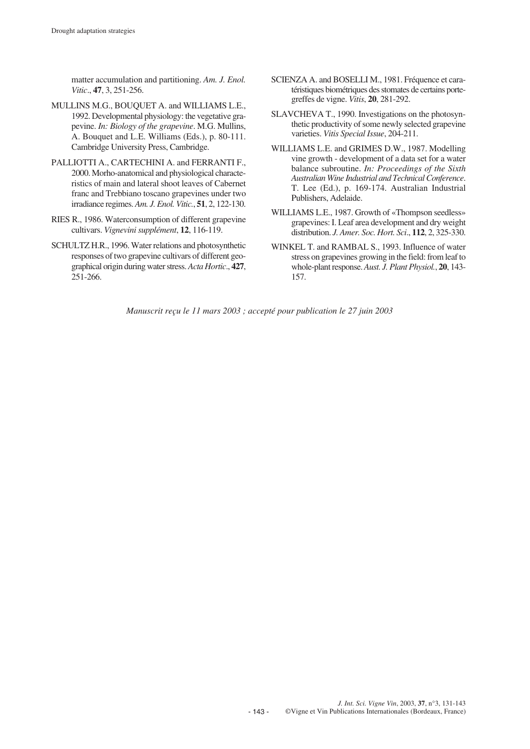matter accumulation and partitioning. *Am. J. Enol. Vitic*., **47**, 3, 251-256.

MULLINS M.G., BOUQUET A. and WILLIAMS L.E., 1992. Developmental physiology: the vegetative grapevine. *In: Biology of the grapevine*. M.G. Mullins, A. Bouquet and L.E. Williams (Eds.), p. 80-111. Cambridge University Press, Cambridge.

PALLIOTTI A., CARTECHINI A. and FERRANTI F., 2000. Morho-anatomical and physiological characteristics of main and lateral shoot leaves of Cabernet franc and Trebbiano toscano grapevines under two irradiance regimes. *Am. J. Enol. Vitic.*, **51**, 2, 122-130.

RIES R., 1986. Waterconsumption of different grapevine cultivars. *Vignevini supplément*, **12**, 116-119.

SCHULTZ H.R., 1996. Water relations and photosynthetic responses of two grapevine cultivars of different geographical origin during water stress. *Acta Hortic*., **427**, 251-266.

SCIENZA A. and BOSELLI M., 1981. Fréquence et caratéristiques biométriques des stomates de certains portegreffes de vigne. *Vitis*, **20**, 281-292.

SLAVCHEVA T., 1990. Investigations on the photosynthetic productivity of some newly selected grapevine varieties. *Vitis Special Issue*, 204-211.

WILLIAMS L.E. and GRIMES D.W., 1987. Modelling vine growth - development of a data set for a water balance subroutine. *In: Proceedings of the Sixth Australian Wine Industrial and Technical Conference*. T. Lee (Ed.), p. 169-174. Australian Industrial Publishers, Adelaide.

WILLIAMS L.E., 1987. Growth of «Thompson seedless» grapevines: I. Leaf area development and dry weight distribution. *J. Amer. Soc. Hort. Sci*., **112**, 2, 325-330.

WINKEL T. and RAMBAL S., 1993. Influence of water stress on grapevines growing in the field: from leaf to whole-plant response. *Aust. J. Plant Physiol.*, **20**, 143-157.

*Manuscrit reçu le 11 mars 2003 ; accepté pour publication le 27 juin 2003*